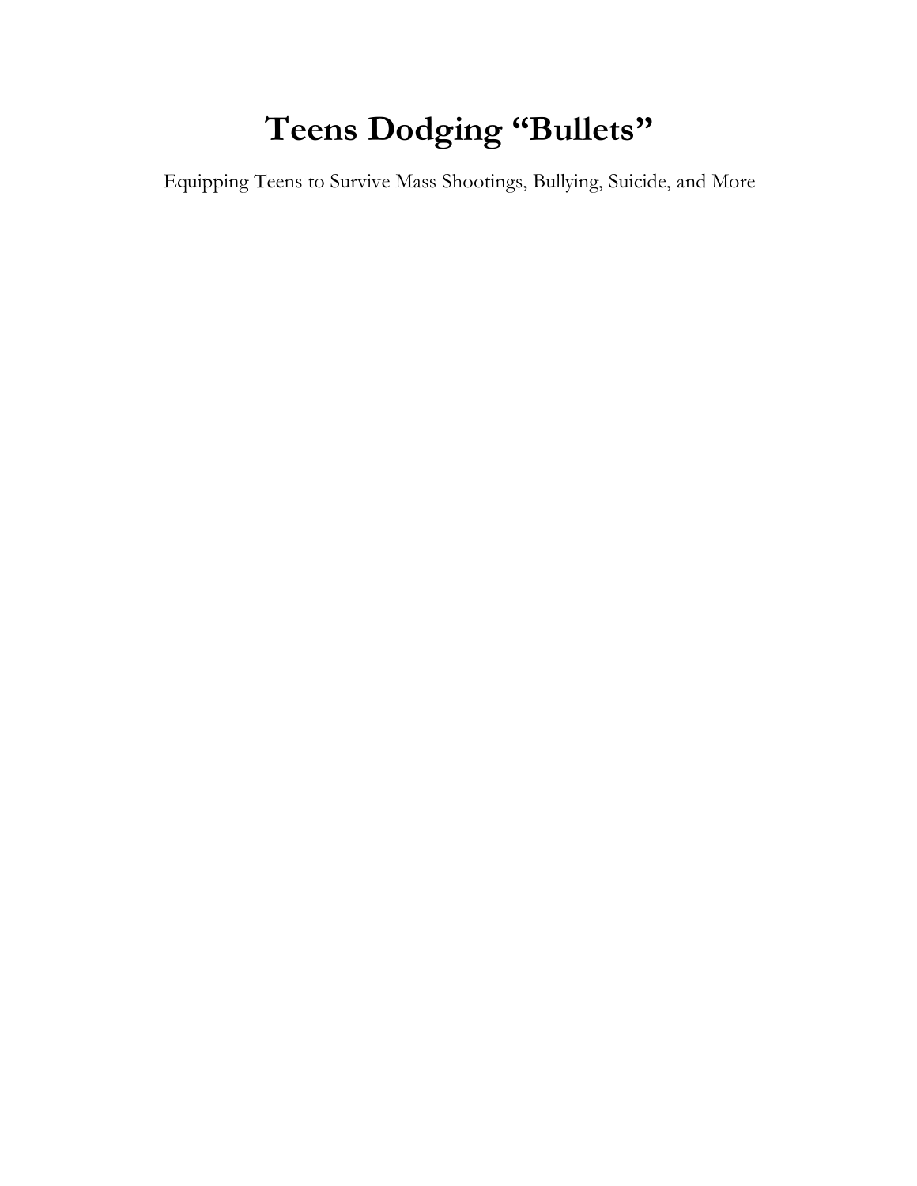# Teens Dodging "Bullets"

Equipping Teens to Survive Mass Shootings, Bullying, Suicide, and More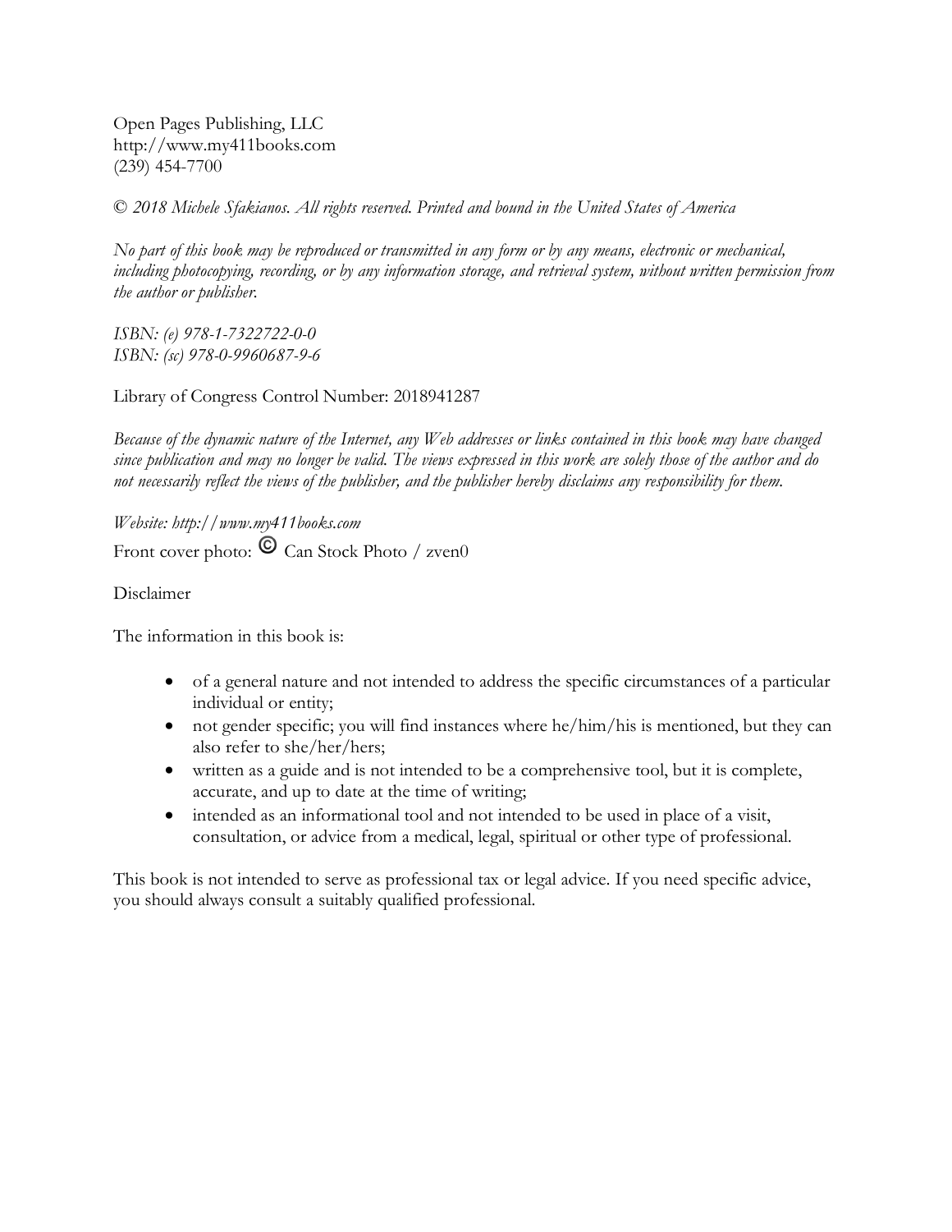Open Pages Publishing, LLC
http://www.my411books.com
(239) 454-7700

*© 2018 Michele Sfakianos. All rights reserved. Printed and bound in the United States of America*

*No part of this book may be reproduced or transmitted in any form or by any means, electronic or mechanical, including photocopying, recording, or by any information storage, and retrieval system, without written permission from the author or publisher.*

*ISBN: (e) 978-1-7322722-0-0*
*ISBN: (sc) 978-0-9960687-9-6*

Library of Congress Control Number: 2018941287

*Because of the dynamic nature of the Internet, any Web addresses or links contained in this book may have changed since publication and may no longer be valid. The views expressed in this work are solely those of the author and do not necessarily reflect the views of the publisher, and the publisher hereby disclaims any responsibility for them.*

*Website: http://www.my411books.com*
Front cover photo: © Can Stock Photo / zven0

Disclaimer

The information in this book is:

- of a general nature and not intended to address the specific circumstances of a particular individual or entity;
- not gender specific; you will find instances where he/him/his is mentioned, but they can also refer to she/her/hers;
- written as a guide and is not intended to be a comprehensive tool, but it is complete, accurate, and up to date at the time of writing;
- intended as an informational tool and not intended to be used in place of a visit, consultation, or advice from a medical, legal, spiritual or other type of professional.

This book is not intended to serve as professional tax or legal advice. If you need specific advice, you should always consult a suitably qualified professional.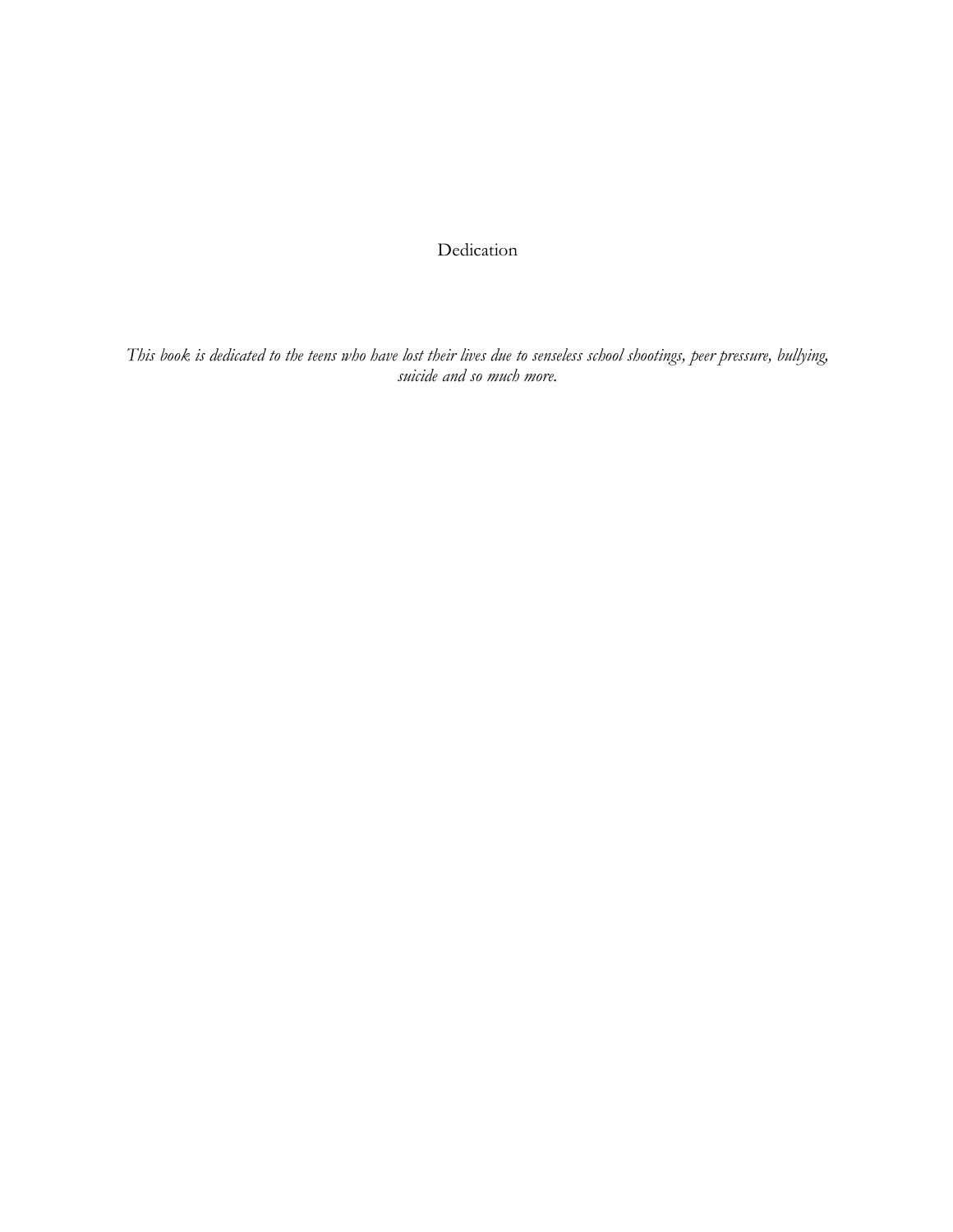# Dedication

*This book is dedicated to the teens who have lost their lives due to senseless school shootings, peer pressure, bullying, suicide and so much more.*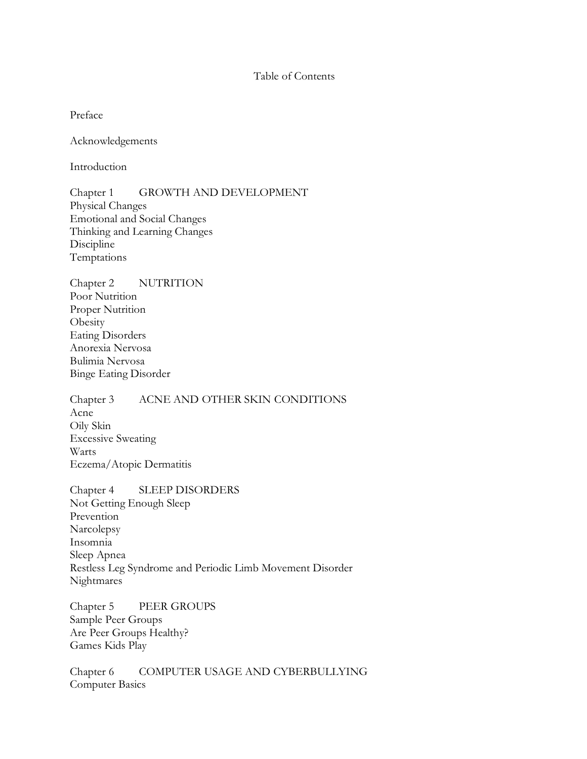# Table of Contents

Preface

Acknowledgements

Introduction

## Chapter 1 GROWTH AND DEVELOPMENT

Physical Changes
Emotional and Social Changes
Thinking and Learning Changes
Discipline
Temptations

## Chapter 2 NUTRITION

Poor Nutrition
Proper Nutrition
Obesity
Eating Disorders
Anorexia Nervosa
Bulimia Nervosa
Binge Eating Disorder

## Chapter 3 ACNE AND OTHER SKIN CONDITIONS

Acne
Oily Skin
Excessive Sweating
Warts
Eczema/Atopic Dermatitis

## Chapter 4 SLEEP DISORDERS

Not Getting Enough Sleep
Prevention
Narcolepsy
Insomnia
Sleep Apnea
Restless Leg Syndrome and Periodic Limb Movement Disorder
Nightmares

## Chapter 5 PEER GROUPS

Sample Peer Groups
Are Peer Groups Healthy?
Games Kids Play

## Chapter 6 COMPUTER USAGE AND CYBERBULLYING

Computer Basics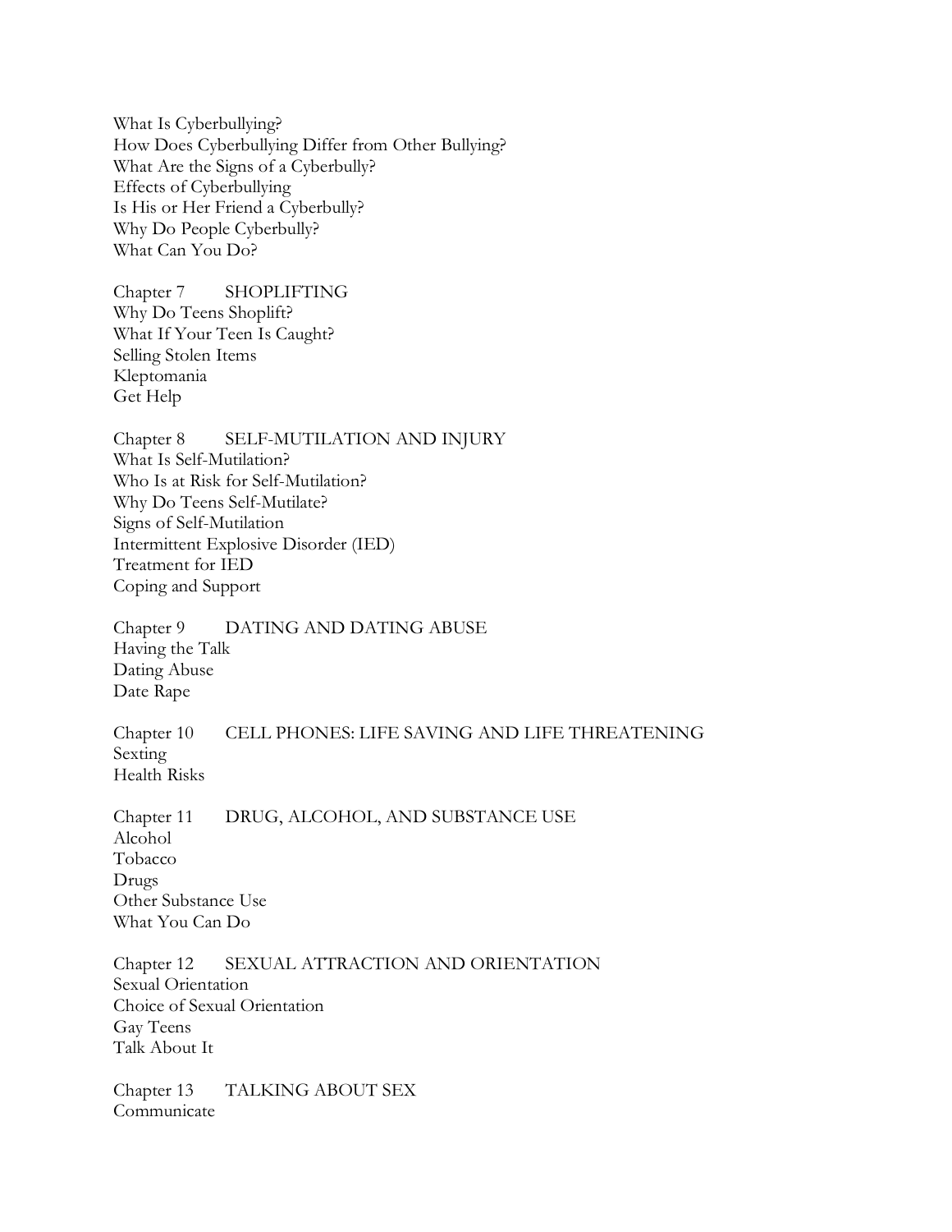What Is Cyberbullying?
How Does Cyberbullying Differ from Other Bullying?
What Are the Signs of a Cyberbully?
Effects of Cyberbullying
Is His or Her Friend a Cyberbully?
Why Do People Cyberbully?
What Can You Do?

Chapter 7 SHOPLIFTING
Why Do Teens Shoplift?
What If Your Teen Is Caught?
Selling Stolen Items
Kleptomania
Get Help

Chapter 8 SELF-MUTILATION AND INJURY
What Is Self-Mutilation?
Who Is at Risk for Self-Mutilation?
Why Do Teens Self-Mutilate?
Signs of Self-Mutilation
Intermittent Explosive Disorder (IED)
Treatment for IED
Coping and Support

Chapter 9 DATING AND DATING ABUSE
Having the Talk
Dating Abuse
Date Rape

Chapter 10 CELL PHONES: LIFE SAVING AND LIFE THREATENING
Sexting
Health Risks

Chapter 11 DRUG, ALCOHOL, AND SUBSTANCE USE
Alcohol
Tobacco
Drugs
Other Substance Use
What You Can Do

Chapter 12 SEXUAL ATTRACTION AND ORIENTATION
Sexual Orientation
Choice of Sexual Orientation
Gay Teens
Talk About It

Chapter 13 TALKING ABOUT SEX
Communicate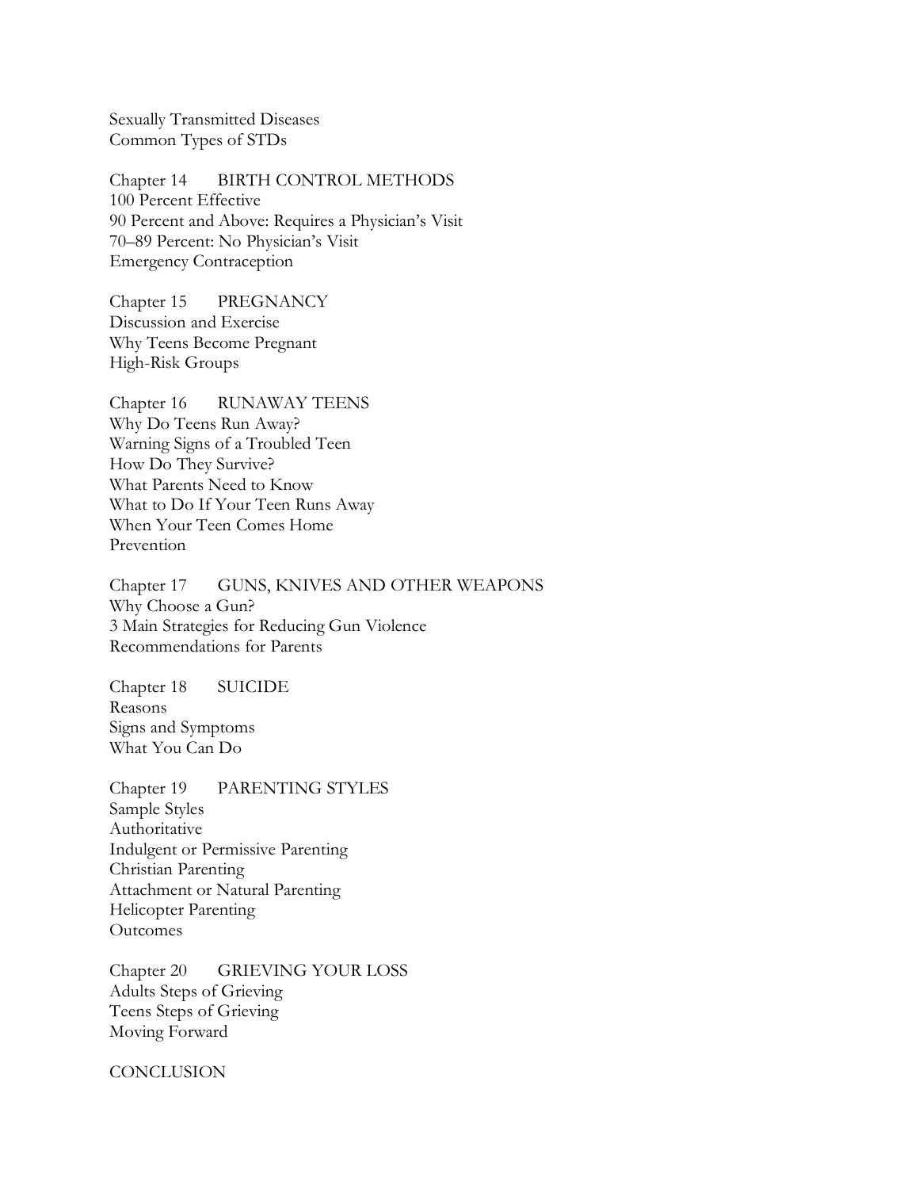Sexually Transmitted Diseases
Common Types of STDs

Chapter 14 BIRTH CONTROL METHODS
100 Percent Effective
90 Percent and Above: Requires a Physician's Visit
70–89 Percent: No Physician's Visit
Emergency Contraception

Chapter 15 PREGNANCY
Discussion and Exercise
Why Teens Become Pregnant
High-Risk Groups

Chapter 16 RUNAWAY TEENS
Why Do Teens Run Away?
Warning Signs of a Troubled Teen
How Do They Survive?
What Parents Need to Know
What to Do If Your Teen Runs Away
When Your Teen Comes Home
Prevention

Chapter 17 GUNS, KNIVES AND OTHER WEAPONS
Why Choose a Gun?
3 Main Strategies for Reducing Gun Violence
Recommendations for Parents

Chapter 18 SUICIDE
Reasons
Signs and Symptoms
What You Can Do

Chapter 19 PARENTING STYLES
Sample Styles
Authoritative
Indulgent or Permissive Parenting
Christian Parenting
Attachment or Natural Parenting
Helicopter Parenting
Outcomes

Chapter 20 GRIEVING YOUR LOSS
Adults Steps of Grieving
Teens Steps of Grieving
Moving Forward

CONCLUSION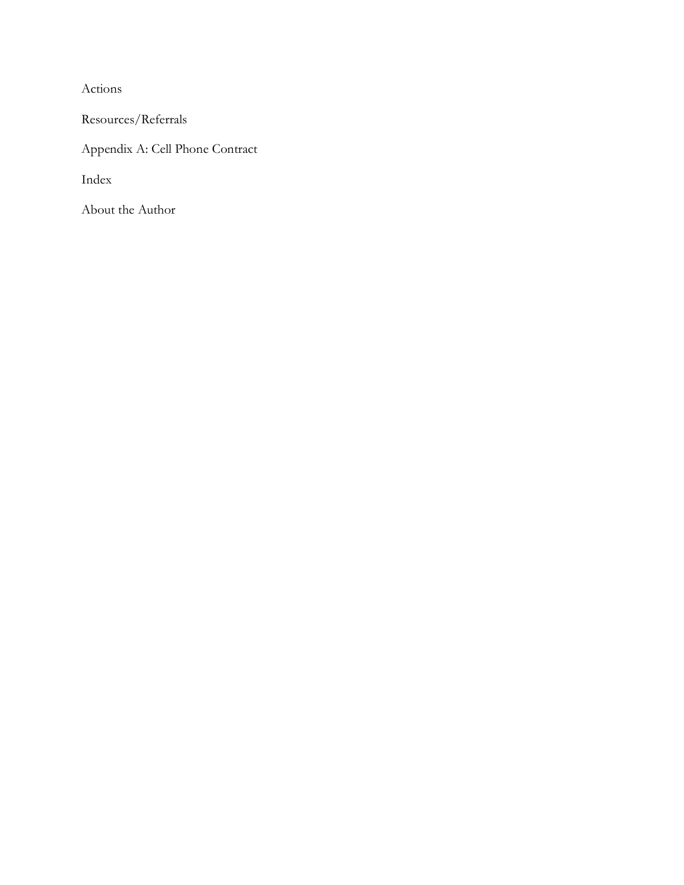Actions

Resources/Referrals

Appendix A: Cell Phone Contract

Index

About the Author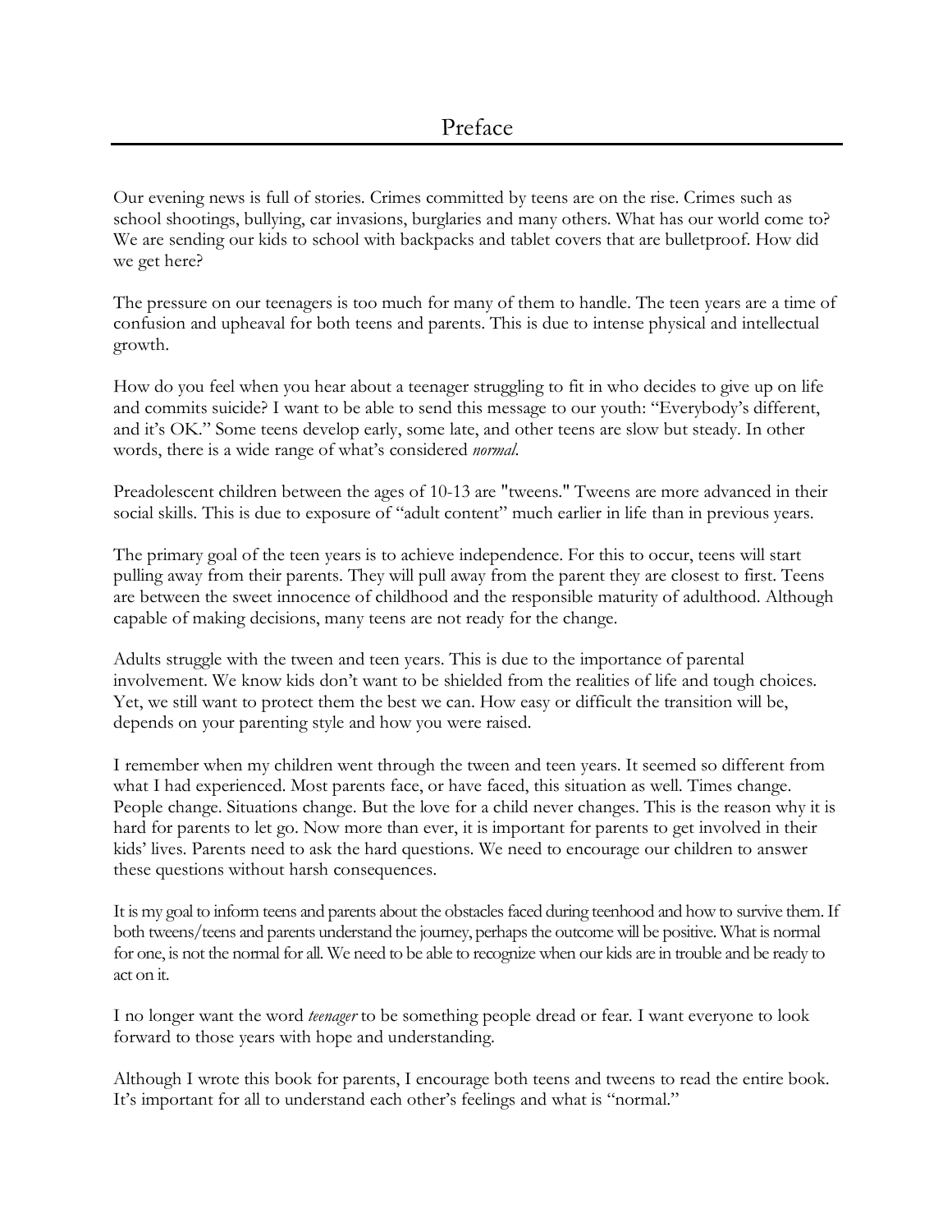# Preface

Our evening news is full of stories. Crimes committed by teens are on the rise. Crimes such as school shootings, bullying, car invasions, burglaries and many others. What has our world come to? We are sending our kids to school with backpacks and tablet covers that are bulletproof. How did we get here?

The pressure on our teenagers is too much for many of them to handle. The teen years are a time of confusion and upheaval for both teens and parents. This is due to intense physical and intellectual growth.

How do you feel when you hear about a teenager struggling to fit in who decides to give up on life and commits suicide? I want to be able to send this message to our youth: "Everybody's different, and it's OK." Some teens develop early, some late, and other teens are slow but steady. In other words, there is a wide range of what's considered *normal*.

Preadolescent children between the ages of 10-13 are "tweens." Tweens are more advanced in their social skills. This is due to exposure of "adult content" much earlier in life than in previous years.

The primary goal of the teen years is to achieve independence. For this to occur, teens will start pulling away from their parents. They will pull away from the parent they are closest to first. Teens are between the sweet innocence of childhood and the responsible maturity of adulthood. Although capable of making decisions, many teens are not ready for the change.

Adults struggle with the tween and teen years. This is due to the importance of parental involvement. We know kids don't want to be shielded from the realities of life and tough choices. Yet, we still want to protect them the best we can. How easy or difficult the transition will be, depends on your parenting style and how you were raised.

I remember when my children went through the tween and teen years. It seemed so different from what I had experienced. Most parents face, or have faced, this situation as well. Times change. People change. Situations change. But the love for a child never changes. This is the reason why it is hard for parents to let go. Now more than ever, it is important for parents to get involved in their kids' lives. Parents need to ask the hard questions. We need to encourage our children to answer these questions without harsh consequences.

It is my goal to inform teens and parents about the obstacles faced during teenhood and how to survive them. If both tweens/teens and parents understand the journey, perhaps the outcome will be positive. What is normal for one, is not the normal for all. We need to be able to recognize when our kids are in trouble and be ready to act on it.

I no longer want the word *teenager* to be something people dread or fear. I want everyone to look forward to those years with hope and understanding.

Although I wrote this book for parents, I encourage both teens and tweens to read the entire book. It's important for all to understand each other's feelings and what is "normal."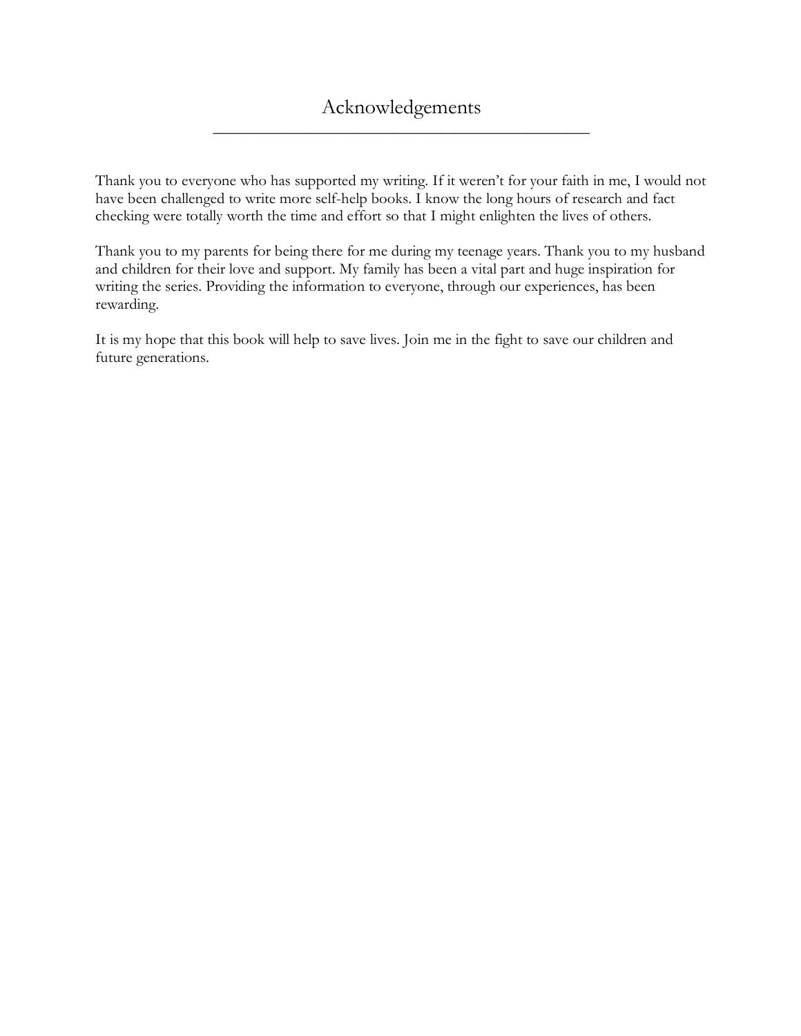# Acknowledgements

Thank you to everyone who has supported my writing. If it weren't for your faith in me, I would not have been challenged to write more self-help books. I know the long hours of research and fact checking were totally worth the time and effort so that I might enlighten the lives of others.

Thank you to my parents for being there for me during my teenage years. Thank you to my husband and children for their love and support. My family has been a vital part and huge inspiration for writing the series. Providing the information to everyone, through our experiences, has been rewarding.

It is my hope that this book will help to save lives. Join me in the fight to save our children and future generations.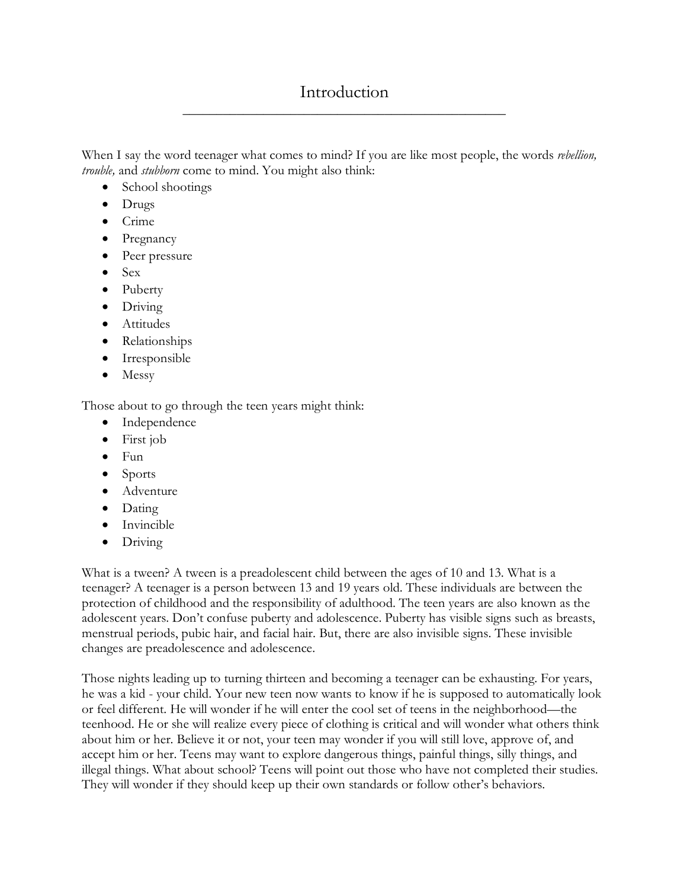# Introduction

When I say the word teenager what comes to mind? If you are like most people, the words *rebellion, trouble,* and *stubborn* come to mind. You might also think:

- School shootings
- Drugs
- Crime
- Pregnancy
- Peer pressure
- Sex
- Puberty
- Driving
- Attitudes
- Relationships
- Irresponsible
- Messy

Those about to go through the teen years might think:

- Independence
- First job
- Fun
- Sports
- Adventure
- Dating
- Invincible
- Driving

What is a tween? A tween is a preadolescent child between the ages of 10 and 13. What is a teenager? A teenager is a person between 13 and 19 years old. These individuals are between the protection of childhood and the responsibility of adulthood. The teen years are also known as the adolescent years. Don't confuse puberty and adolescence. Puberty has visible signs such as breasts, menstrual periods, pubic hair, and facial hair. But, there are also invisible signs. These invisible changes are preadolescence and adolescence.

Those nights leading up to turning thirteen and becoming a teenager can be exhausting. For years, he was a kid - your child. Your new teen now wants to know if he is supposed to automatically look or feel different. He will wonder if he will enter the cool set of teens in the neighborhood—the teenhood. He or she will realize every piece of clothing is critical and will wonder what others think about him or her. Believe it or not, your teen may wonder if you will still love, approve of, and accept him or her. Teens may want to explore dangerous things, painful things, silly things, and illegal things. What about school? Teens will point out those who have not completed their studies. They will wonder if they should keep up their own standards or follow other's behaviors.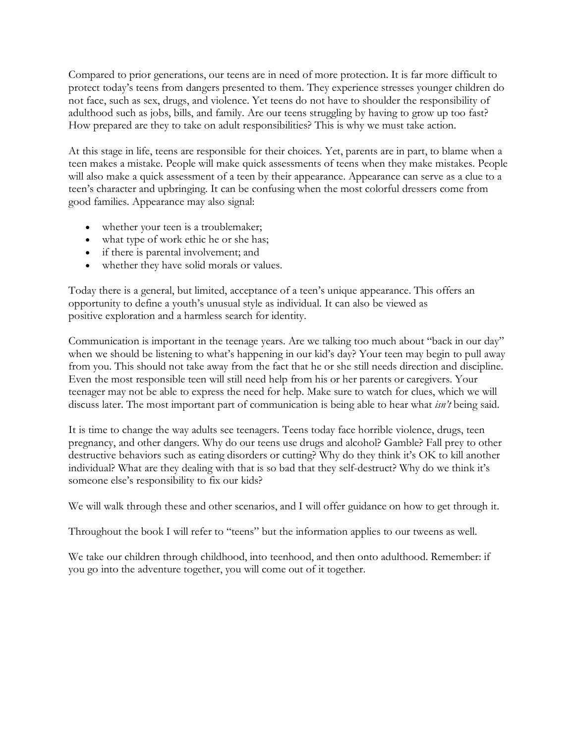Compared to prior generations, our teens are in need of more protection. It is far more difficult to protect today's teens from dangers presented to them. They experience stresses younger children do not face, such as sex, drugs, and violence. Yet teens do not have to shoulder the responsibility of adulthood such as jobs, bills, and family. Are our teens struggling by having to grow up too fast? How prepared are they to take on adult responsibilities? This is why we must take action.

At this stage in life, teens are responsible for their choices. Yet, parents are in part, to blame when a teen makes a mistake. People will make quick assessments of teens when they make mistakes. People will also make a quick assessment of a teen by their appearance. Appearance can serve as a clue to a teen's character and upbringing. It can be confusing when the most colorful dressers come from good families. Appearance may also signal:

- whether your teen is a troublemaker;
- what type of work ethic he or she has;
- if there is parental involvement; and
- whether they have solid morals or values.

Today there is a general, but limited, acceptance of a teen's unique appearance. This offers an opportunity to define a youth's unusual style as individual. It can also be viewed as positive exploration and a harmless search for identity.

Communication is important in the teenage years. Are we talking too much about "back in our day" when we should be listening to what's happening in our kid's day? Your teen may begin to pull away from you. This should not take away from the fact that he or she still needs direction and discipline. Even the most responsible teen will still need help from his or her parents or caregivers. Your teenager may not be able to express the need for help. Make sure to watch for clues, which we will discuss later. The most important part of communication is being able to hear what *isn't* being said.

It is time to change the way adults see teenagers. Teens today face horrible violence, drugs, teen pregnancy, and other dangers. Why do our teens use drugs and alcohol? Gamble? Fall prey to other destructive behaviors such as eating disorders or cutting? Why do they think it's OK to kill another individual? What are they dealing with that is so bad that they self-destruct? Why do we think it's someone else's responsibility to fix our kids?

We will walk through these and other scenarios, and I will offer guidance on how to get through it.

Throughout the book I will refer to "teens" but the information applies to our tweens as well.

We take our children through childhood, into teenhood, and then onto adulthood. Remember: if you go into the adventure together, you will come out of it together.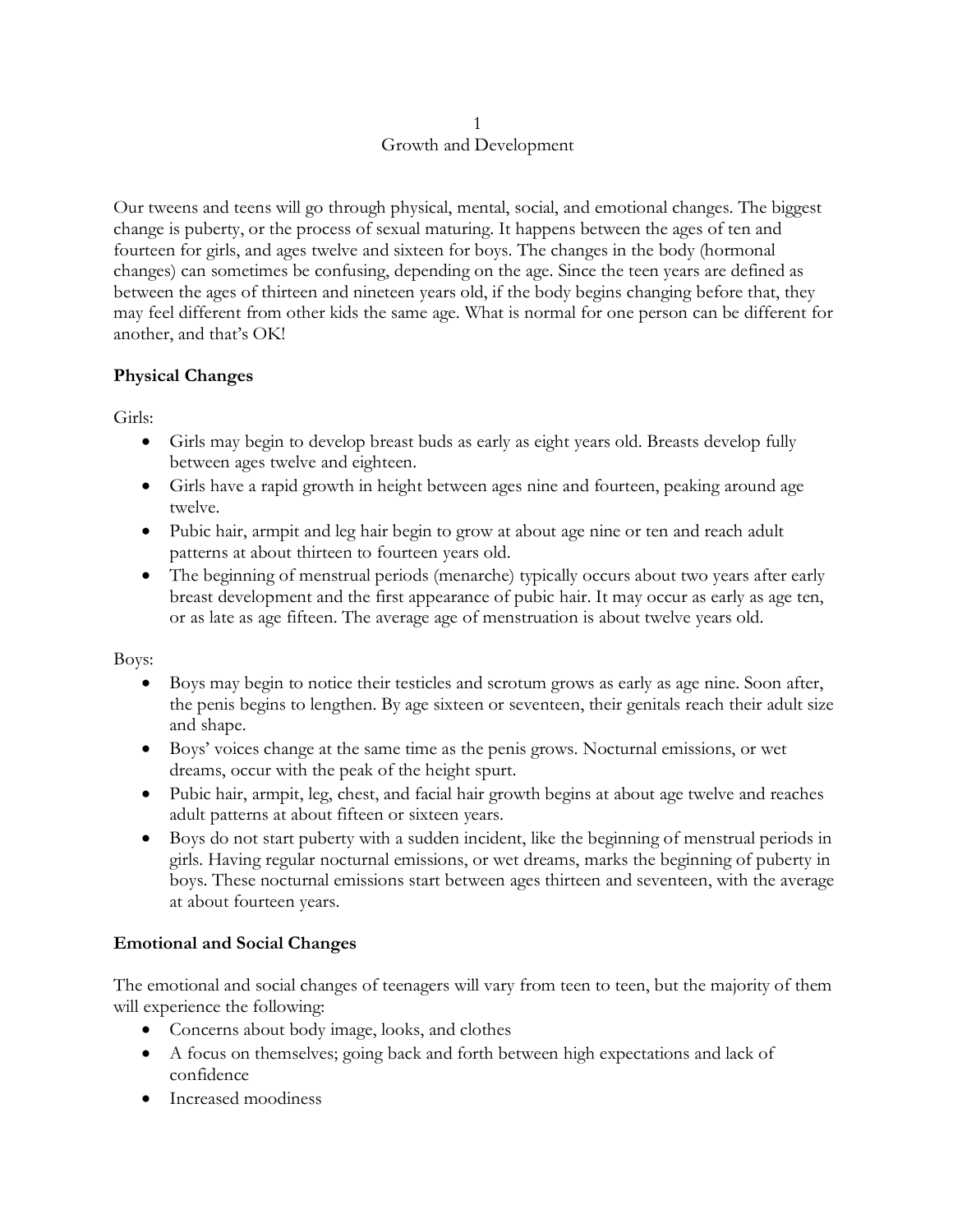# 1 Growth and Development

Our tweens and teens will go through physical, mental, social, and emotional changes. The biggest change is puberty, or the process of sexual maturing. It happens between the ages of ten and fourteen for girls, and ages twelve and sixteen for boys. The changes in the body (hormonal changes) can sometimes be confusing, depending on the age. Since the teen years are defined as between the ages of thirteen and nineteen years old, if the body begins changing before that, they may feel different from other kids the same age. What is normal for one person can be different for another, and that's OK!

## Physical Changes

Girls:

- Girls may begin to develop breast buds as early as eight years old. Breasts develop fully between ages twelve and eighteen.
- Girls have a rapid growth in height between ages nine and fourteen, peaking around age twelve.
- Pubic hair, armpit and leg hair begin to grow at about age nine or ten and reach adult patterns at about thirteen to fourteen years old.
- The beginning of menstrual periods (menarche) typically occurs about two years after early breast development and the first appearance of pubic hair. It may occur as early as age ten, or as late as age fifteen. The average age of menstruation is about twelve years old.

Boys:

- Boys may begin to notice their testicles and scrotum grows as early as age nine. Soon after, the penis begins to lengthen. By age sixteen or seventeen, their genitals reach their adult size and shape.
- Boys' voices change at the same time as the penis grows. Nocturnal emissions, or wet dreams, occur with the peak of the height spurt.
- Pubic hair, armpit, leg, chest, and facial hair growth begins at about age twelve and reaches adult patterns at about fifteen or sixteen years.
- Boys do not start puberty with a sudden incident, like the beginning of menstrual periods in girls. Having regular nocturnal emissions, or wet dreams, marks the beginning of puberty in boys. These nocturnal emissions start between ages thirteen and seventeen, with the average at about fourteen years.

## Emotional and Social Changes

The emotional and social changes of teenagers will vary from teen to teen, but the majority of them will experience the following:

- Concerns about body image, looks, and clothes
- A focus on themselves; going back and forth between high expectations and lack of confidence
- Increased moodiness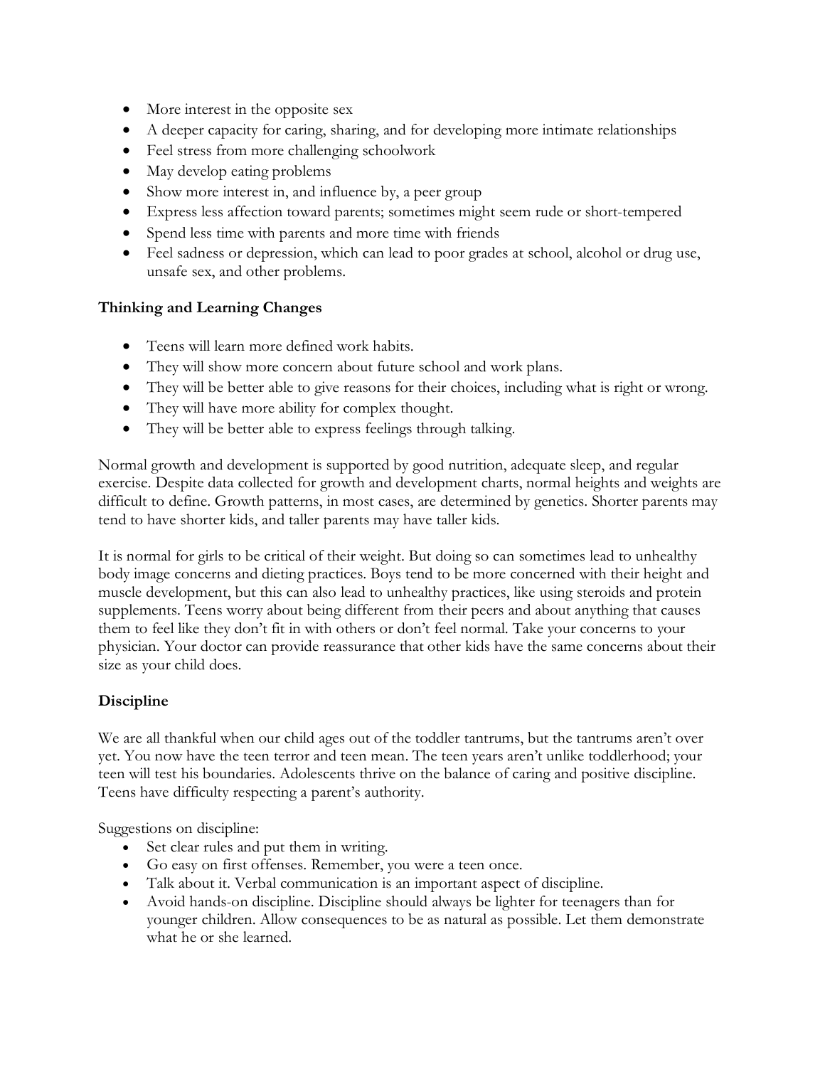- More interest in the opposite sex
- A deeper capacity for caring, sharing, and for developing more intimate relationships
- Feel stress from more challenging schoolwork
- May develop eating problems
- Show more interest in, and influence by, a peer group
- Express less affection toward parents; sometimes might seem rude or short-tempered
- Spend less time with parents and more time with friends
- Feel sadness or depression, which can lead to poor grades at school, alcohol or drug use, unsafe sex, and other problems.

### Thinking and Learning Changes

- Teens will learn more defined work habits.
- They will show more concern about future school and work plans.
- They will be better able to give reasons for their choices, including what is right or wrong.
- They will have more ability for complex thought.
- They will be better able to express feelings through talking.

Normal growth and development is supported by good nutrition, adequate sleep, and regular exercise. Despite data collected for growth and development charts, normal heights and weights are difficult to define. Growth patterns, in most cases, are determined by genetics. Shorter parents may tend to have shorter kids, and taller parents may have taller kids.

It is normal for girls to be critical of their weight. But doing so can sometimes lead to unhealthy body image concerns and dieting practices. Boys tend to be more concerned with their height and muscle development, but this can also lead to unhealthy practices, like using steroids and protein supplements. Teens worry about being different from their peers and about anything that causes them to feel like they don't fit in with others or don't feel normal. Take your concerns to your physician. Your doctor can provide reassurance that other kids have the same concerns about their size as your child does.

### Discipline

We are all thankful when our child ages out of the toddler tantrums, but the tantrums aren't over yet. You now have the teen terror and teen mean. The teen years aren't unlike toddlerhood; your teen will test his boundaries. Adolescents thrive on the balance of caring and positive discipline. Teens have difficulty respecting a parent's authority.

Suggestions on discipline:

- Set clear rules and put them in writing.
- Go easy on first offenses. Remember, you were a teen once.
- Talk about it. Verbal communication is an important aspect of discipline.
- Avoid hands-on discipline. Discipline should always be lighter for teenagers than for younger children. Allow consequences to be as natural as possible. Let them demonstrate what he or she learned.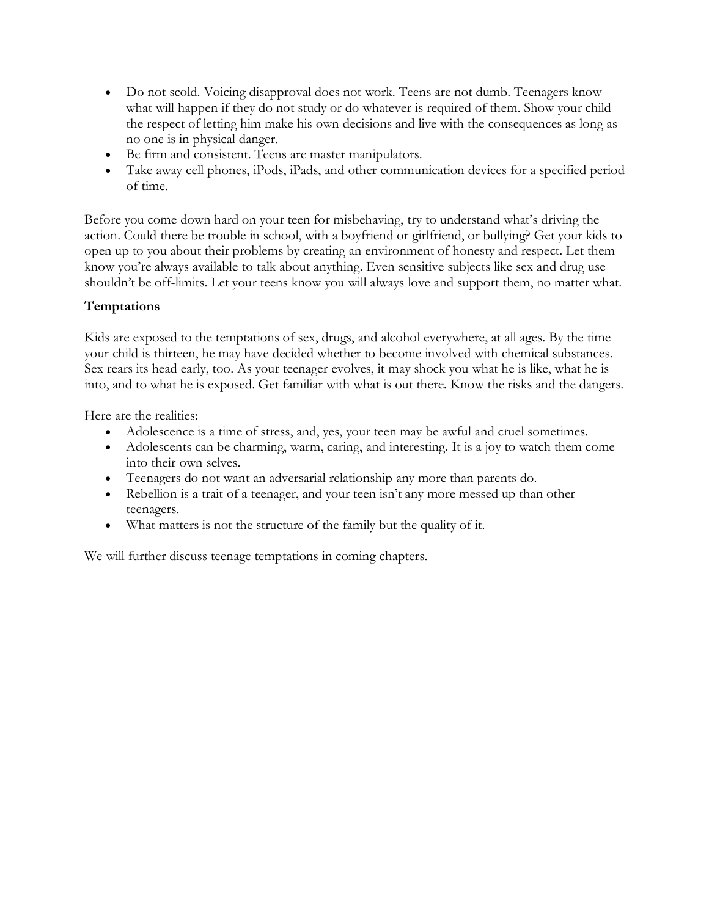- Do not scold. Voicing disapproval does not work. Teens are not dumb. Teenagers know what will happen if they do not study or do whatever is required of them. Show your child the respect of letting him make his own decisions and live with the consequences as long as no one is in physical danger.
- Be firm and consistent. Teens are master manipulators.
- Take away cell phones, iPods, iPads, and other communication devices for a specified period of time.

Before you come down hard on your teen for misbehaving, try to understand what's driving the action. Could there be trouble in school, with a boyfriend or girlfriend, or bullying? Get your kids to open up to you about their problems by creating an environment of honesty and respect. Let them know you're always available to talk about anything. Even sensitive subjects like sex and drug use shouldn't be off-limits. Let your teens know you will always love and support them, no matter what.

### Temptations

Kids are exposed to the temptations of sex, drugs, and alcohol everywhere, at all ages. By the time your child is thirteen, he may have decided whether to become involved with chemical substances. Sex rears its head early, too. As your teenager evolves, it may shock you what he is like, what he is into, and to what he is exposed. Get familiar with what is out there. Know the risks and the dangers.

Here are the realities:

- Adolescence is a time of stress, and, yes, your teen may be awful and cruel sometimes.
- Adolescents can be charming, warm, caring, and interesting. It is a joy to watch them come into their own selves.
- Teenagers do not want an adversarial relationship any more than parents do.
- Rebellion is a trait of a teenager, and your teen isn't any more messed up than other teenagers.
- What matters is not the structure of the family but the quality of it.

We will further discuss teenage temptations in coming chapters.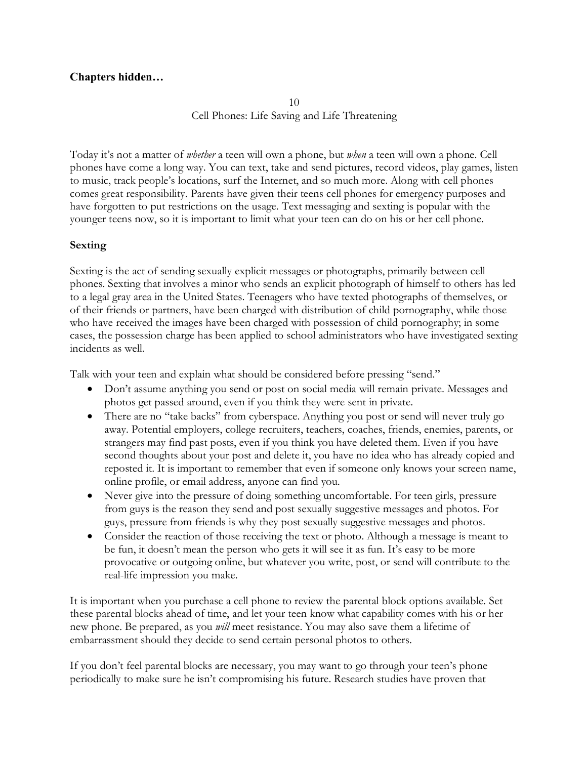**Chapters hidden…**

10

Cell Phones: Life Saving and Life Threatening

Today it's not a matter of *whether* a teen will own a phone, but *when* a teen will own a phone. Cell phones have come a long way. You can text, take and send pictures, record videos, play games, listen to music, track people's locations, surf the Internet, and so much more. Along with cell phones comes great responsibility. Parents have given their teens cell phones for emergency purposes and have forgotten to put restrictions on the usage. Text messaging and sexting is popular with the younger teens now, so it is important to limit what your teen can do on his or her cell phone.

## Sexting

Sexting is the act of sending sexually explicit messages or photographs, primarily between cell phones. Sexting that involves a minor who sends an explicit photograph of himself to others has led to a legal gray area in the United States. Teenagers who have texted photographs of themselves, or of their friends or partners, have been charged with distribution of child pornography, while those who have received the images have been charged with possession of child pornography; in some cases, the possession charge has been applied to school administrators who have investigated sexting incidents as well.

Talk with your teen and explain what should be considered before pressing "send."

- Don't assume anything you send or post on social media will remain private. Messages and photos get passed around, even if you think they were sent in private.
- There are no "take backs" from cyberspace. Anything you post or send will never truly go away. Potential employers, college recruiters, teachers, coaches, friends, enemies, parents, or strangers may find past posts, even if you think you have deleted them. Even if you have second thoughts about your post and delete it, you have no idea who has already copied and reposted it. It is important to remember that even if someone only knows your screen name, online profile, or email address, anyone can find you.
- Never give into the pressure of doing something uncomfortable. For teen girls, pressure from guys is the reason they send and post sexually suggestive messages and photos. For guys, pressure from friends is why they post sexually suggestive messages and photos.
- Consider the reaction of those receiving the text or photo. Although a message is meant to be fun, it doesn't mean the person who gets it will see it as fun. It's easy to be more provocative or outgoing online, but whatever you write, post, or send will contribute to the real-life impression you make.

It is important when you purchase a cell phone to review the parental block options available. Set these parental blocks ahead of time, and let your teen know what capability comes with his or her new phone. Be prepared, as you *will* meet resistance. You may also save them a lifetime of embarrassment should they decide to send certain personal photos to others.

If you don't feel parental blocks are necessary, you may want to go through your teen's phone periodically to make sure he isn't compromising his future. Research studies have proven that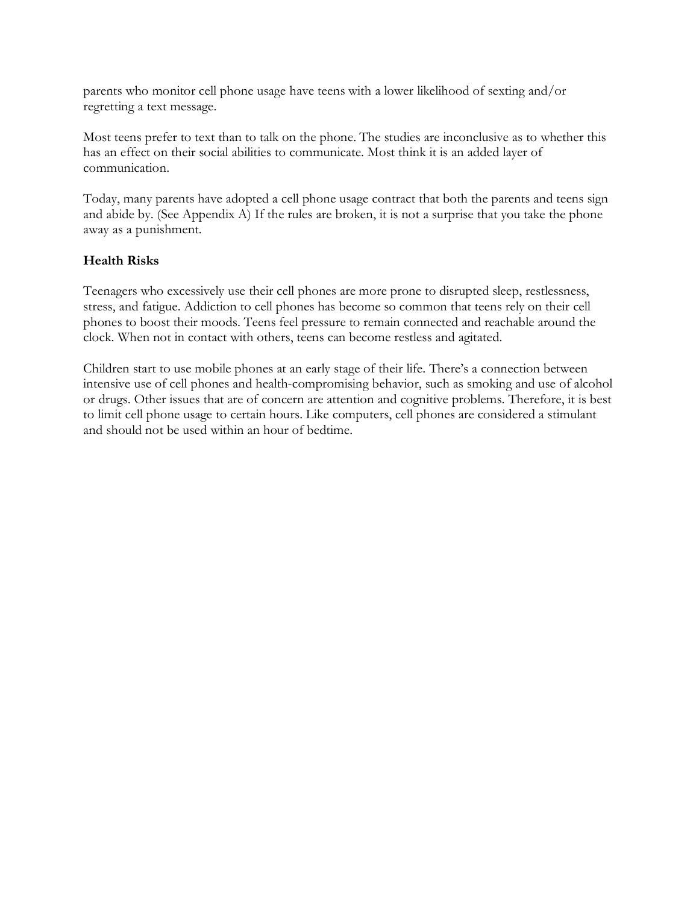parents who monitor cell phone usage have teens with a lower likelihood of sexting and/or regretting a text message.

Most teens prefer to text than to talk on the phone. The studies are inconclusive as to whether this has an effect on their social abilities to communicate. Most think it is an added layer of communication.

Today, many parents have adopted a cell phone usage contract that both the parents and teens sign and abide by. (See Appendix A) If the rules are broken, it is not a surprise that you take the phone away as a punishment.

**Health Risks**

Teenagers who excessively use their cell phones are more prone to disrupted sleep, restlessness, stress, and fatigue. Addiction to cell phones has become so common that teens rely on their cell phones to boost their moods. Teens feel pressure to remain connected and reachable around the clock. When not in contact with others, teens can become restless and agitated.

Children start to use mobile phones at an early stage of their life. There's a connection between intensive use of cell phones and health-compromising behavior, such as smoking and use of alcohol or drugs. Other issues that are of concern are attention and cognitive problems. Therefore, it is best to limit cell phone usage to certain hours. Like computers, cell phones are considered a stimulant and should not be used within an hour of bedtime.